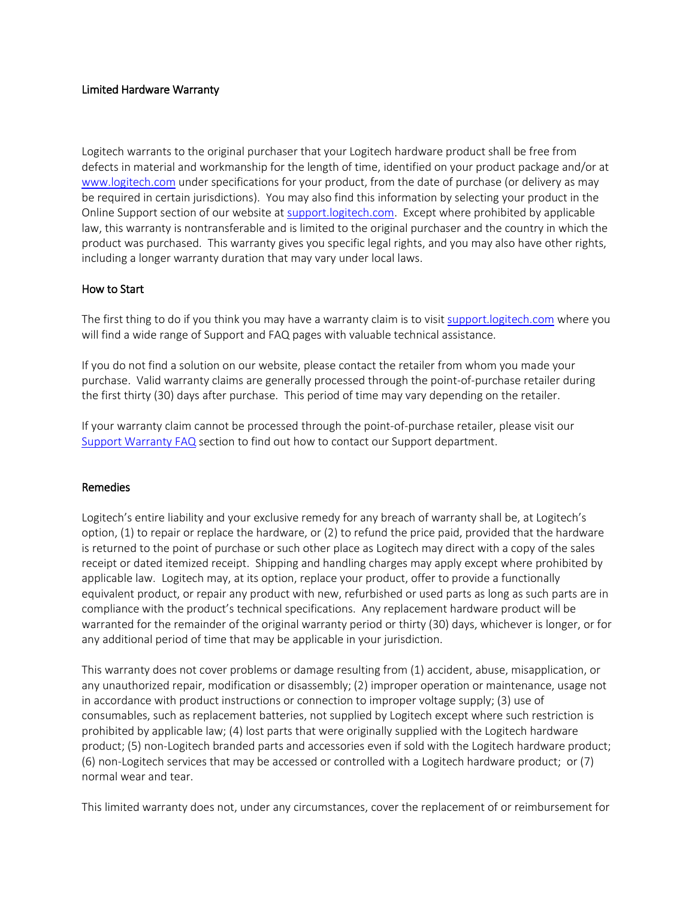## Limited Hardware Warranty

Logitech warrants to the original purchaser that your Logitech hardware product shall be free from defects in material and workmanship for the length of time, identified on your product package and/or at [www.logitech.com](http://www.logitech.com) under specifications for your product, from the date of purchase (or delivery as may be required in certain jurisdictions). You may also find this information by selecting your product in the Online Support section of our website at [support.logitech.com](http://support.logitech.com). Except where prohibited by applicable law, this warranty is nontransferable and is limited to the original purchaser and the country in which the product was purchased. This warranty gives you specific legal rights, and you may also have other rights, including a longer warranty duration that may vary under local laws.

### How to Start

The first thing to do if you think you may have a warranty claim is to visit [support.logitech.com](http://support.logitech.com) where you will find a wide range of Support and FAQ pages with valuable technical assistance.

If you do not find a solution on our website, please contact the retailer from whom you made your purchase. Valid warranty claims are generally processed through the point-of-purchase retailer during the first thirty (30) days after purchase. This period of time may vary depending on the retailer.

If your warranty claim cannot be processed through the point-of-purchase retailer, please visit our Support Warranty FAQ section to find out how to contact our Support department.

### Remedies

Logitech's entire liability and your exclusive remedy for any breach of warranty shall be, at Logitech's option, (1) to repair or replace the hardware, or (2) to refund the price paid, provided that the hardware is returned to the point of purchase or such other place as Logitech may direct with a copy of the sales receipt or dated itemized receipt. Shipping and handling charges may apply except where prohibited by applicable law. Logitech may, at its option, replace your product, offer to provide a functionally equivalent product, or repair any product with new, refurbished or used parts as long as such parts are in compliance with the product's technical specifications. Any replacement hardware product will be warranted for the remainder of the original warranty period or thirty (30) days, whichever is longer, or for any additional period of time that may be applicable in your jurisdiction.

This warranty does not cover problems or damage resulting from (1) accident, abuse, misapplication, or any unauthorized repair, modification or disassembly; (2) improper operation or maintenance, usage not in accordance with product instructions or connection to improper voltage supply; (3) use of consumables, such as replacement batteries, not supplied by Logitech except where such restriction is prohibited by applicable law; (4) lost parts that were originally supplied with the Logitech hardware product; (5) non-Logitech branded parts and accessories even if sold with the Logitech hardware product; (6) non-Logitech services that may be accessed or controlled with a Logitech hardware product; or (7) normal wear and tear.

This limited warranty does not, under any circumstances, cover the replacement of or reimbursement for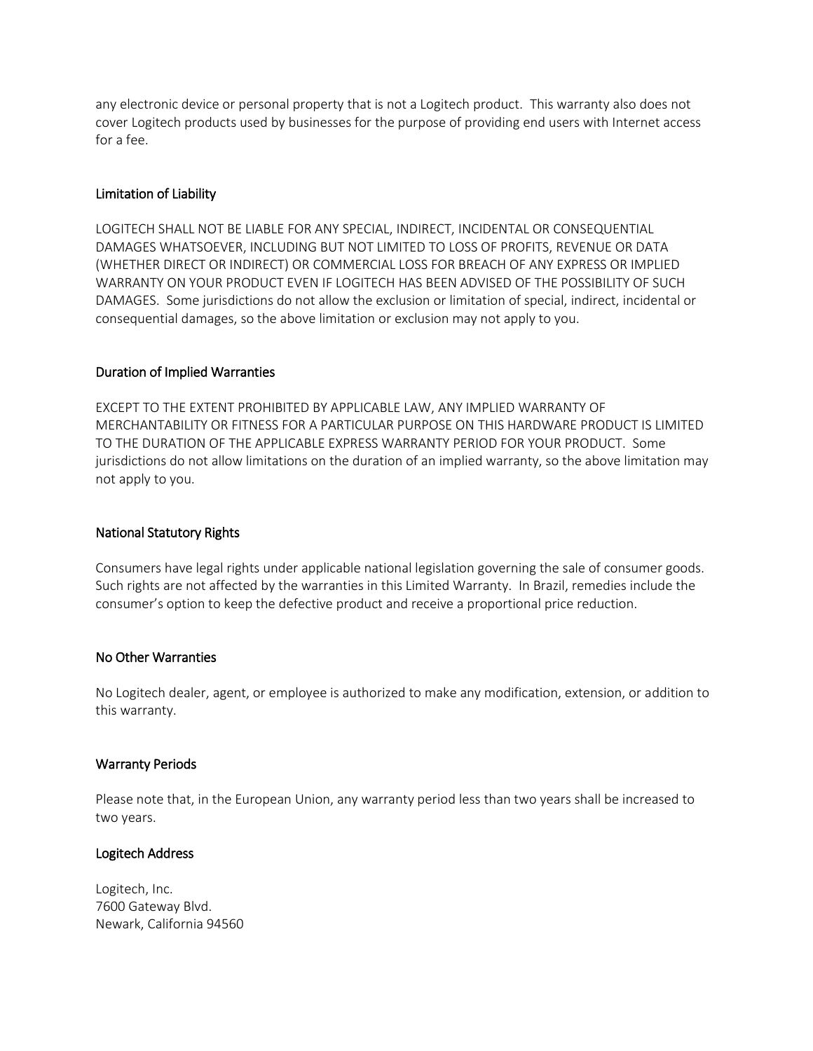any electronic device or personal property that is not a Logitech product. This warranty also does not cover Logitech products used by businesses for the purpose of providing end users with Internet access for a fee.

## Limitation of Liability

LOGITECH SHALL NOT BE LIABLE FOR ANY SPECIAL, INDIRECT, INCIDENTAL OR CONSEQUENTIAL DAMAGES WHATSOEVER, INCLUDING BUT NOT LIMITED TO LOSS OF PROFITS, REVENUE OR DATA (WHETHER DIRECT OR INDIRECT) OR COMMERCIAL LOSS FOR BREACH OF ANY EXPRESS OR IMPLIED WARRANTY ON YOUR PRODUCT EVEN IF LOGITECH HAS BEEN ADVISED OF THE POSSIBILITY OF SUCH DAMAGES. Some jurisdictions do not allow the exclusion or limitation of special, indirect, incidental or consequential damages, so the above limitation or exclusion may not apply to you.

## Duration of Implied Warranties

EXCEPT TO THE EXTENT PROHIBITED BY APPLICABLE LAW, ANY IMPLIED WARRANTY OF MERCHANTABILITY OR FITNESS FOR A PARTICULAR PURPOSE ON THIS HARDWARE PRODUCT IS LIMITED TO THE DURATION OF THE APPLICABLE EXPRESS WARRANTY PERIOD FOR YOUR PRODUCT. Some jurisdictions do not allow limitations on the duration of an implied warranty, so the above limitation may not apply to you.

## National Statutory Rights

Consumers have legal rights under applicable national legislation governing the sale of consumer goods. Such rights are not affected by the warranties in this Limited Warranty. In Brazil, remedies include the consumer's option to keep the defective product and receive a proportional price reduction.

## No Other Warranties

No Logitech dealer, agent, or employee is authorized to make any modification, extension, or addition to this warranty.

## Warranty Periods

Please note that, in the European Union, any warranty period less than two years shall be increased to two years.

## Logitech Address

Logitech, Inc.
7600 Gateway Blvd.
Newark, California 94560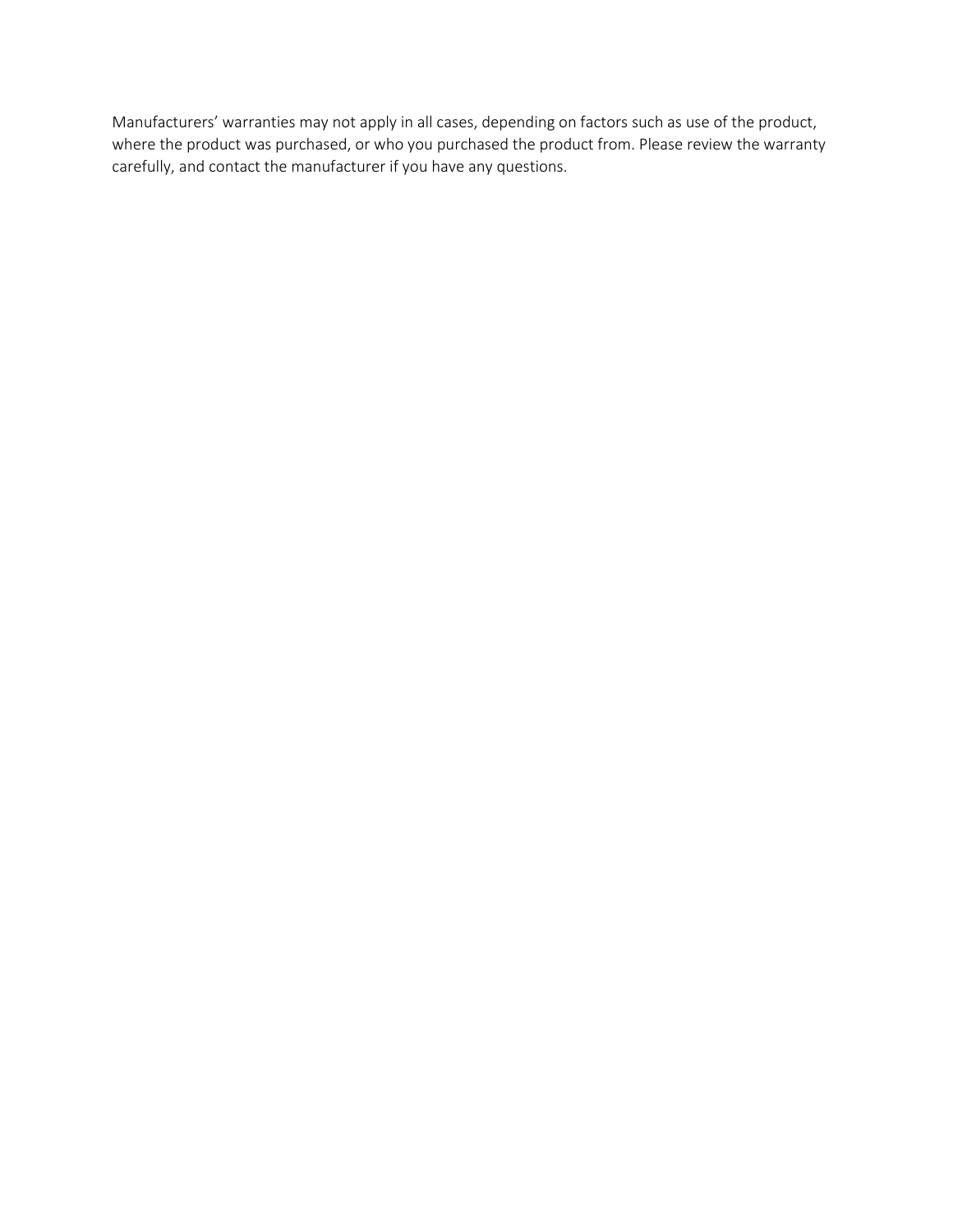Manufacturers' warranties may not apply in all cases, depending on factors such as use of the product, where the product was purchased, or who you purchased the product from. Please review the warranty carefully, and contact the manufacturer if you have any questions.